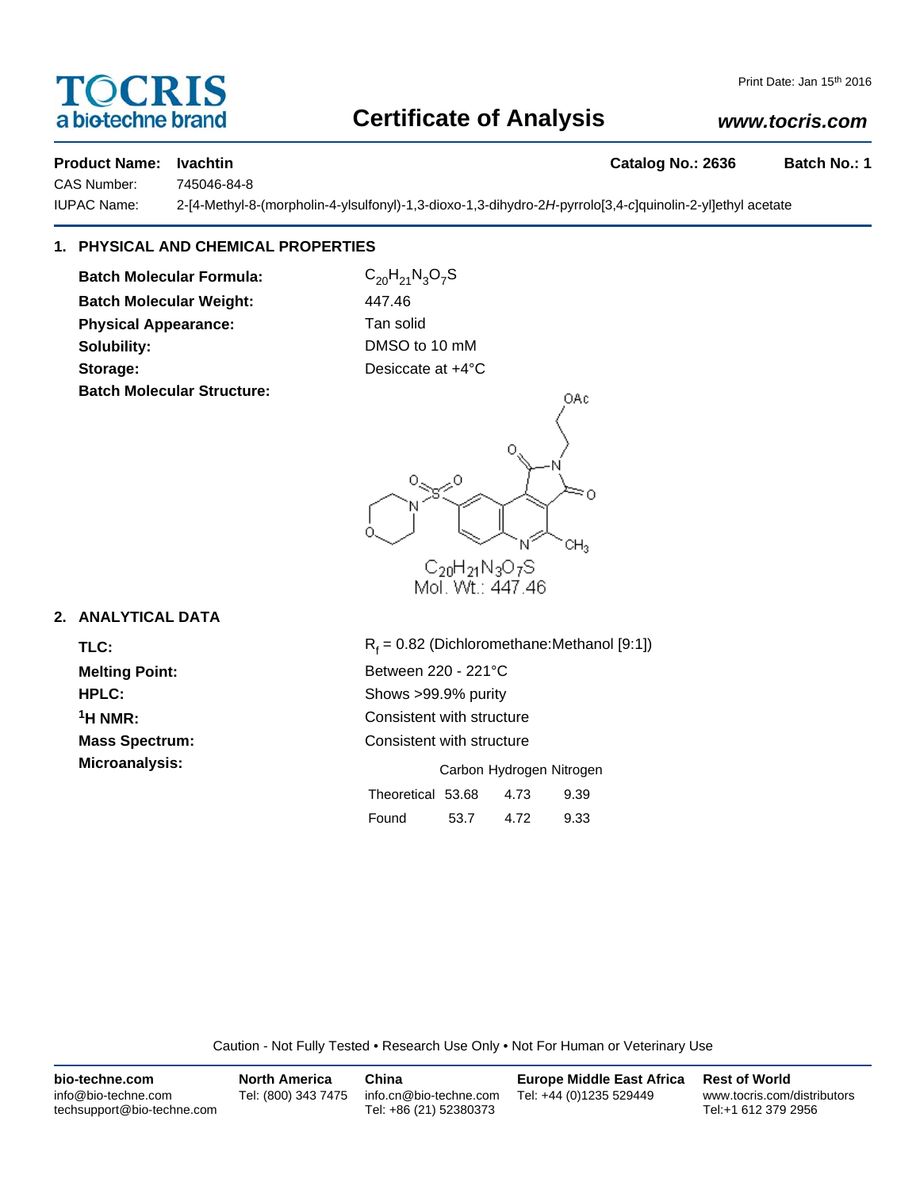# Certificate of Analysis

Print Date: Jan 15th 2016

www.tocris.com

**Product Name:** **Ivachtin** **Catalog No.: 2636** **Batch No.: 1**

CAS Number: 745046-84-8

IUPAC Name: 2-[4-Methyl-8-(morpholin-4-ylsulfonyl)-1,3-dioxo-1,3-dihydro-2*H*-pyrrolo[3,4-*c*]quinolin-2-yl]ethyl acetate

## 1. PHYSICAL AND CHEMICAL PROPERTIES

**Batch Molecular Formula:** $C_{20}H_{21}N_3O_7S$

**Batch Molecular Weight:** 447.46

**Physical Appearance:** Tan solid

**Solubility:** DMSO to 10 mM

**Storage:** Desiccate at +4°C

**Batch Molecular Structure:**

$C_{20}H_{21}N_3O_7S$
Mol. Wt.: 447.46

## 2. ANALYTICAL DATA

**TLC:** $R_f$ = 0.82 (Dichloromethane:Methanol [9:1])

**Melting Point:** Between 220 - 221°C

**HPLC:** Shows >99.9% purity

**$^1$H NMR:** Consistent with structure

**Mass Spectrum:** Consistent with structure

**Microanalysis:**

| | Carbon | Hydrogen | Nitrogen |
|---|---|---|---|
| Theoretical | 53.68 | 4.73 | 9.39 |
| Found | 53.7 | 4.72 | 9.33 |

Caution - Not Fully Tested • Research Use Only • Not For Human or Veterinary Use

**bio-techne.com**
info@bio-techne.com
techsupport@bio-techne.com

**North America**
Tel: (800) 343 7475

**China**
info.cn@bio-techne.com
Tel: +86 (21) 52380373

**Europe Middle East Africa**
Tel: +44 (0)1235 529449

**Rest of World**
www.tocris.com/distributors
Tel:+1 612 379 2956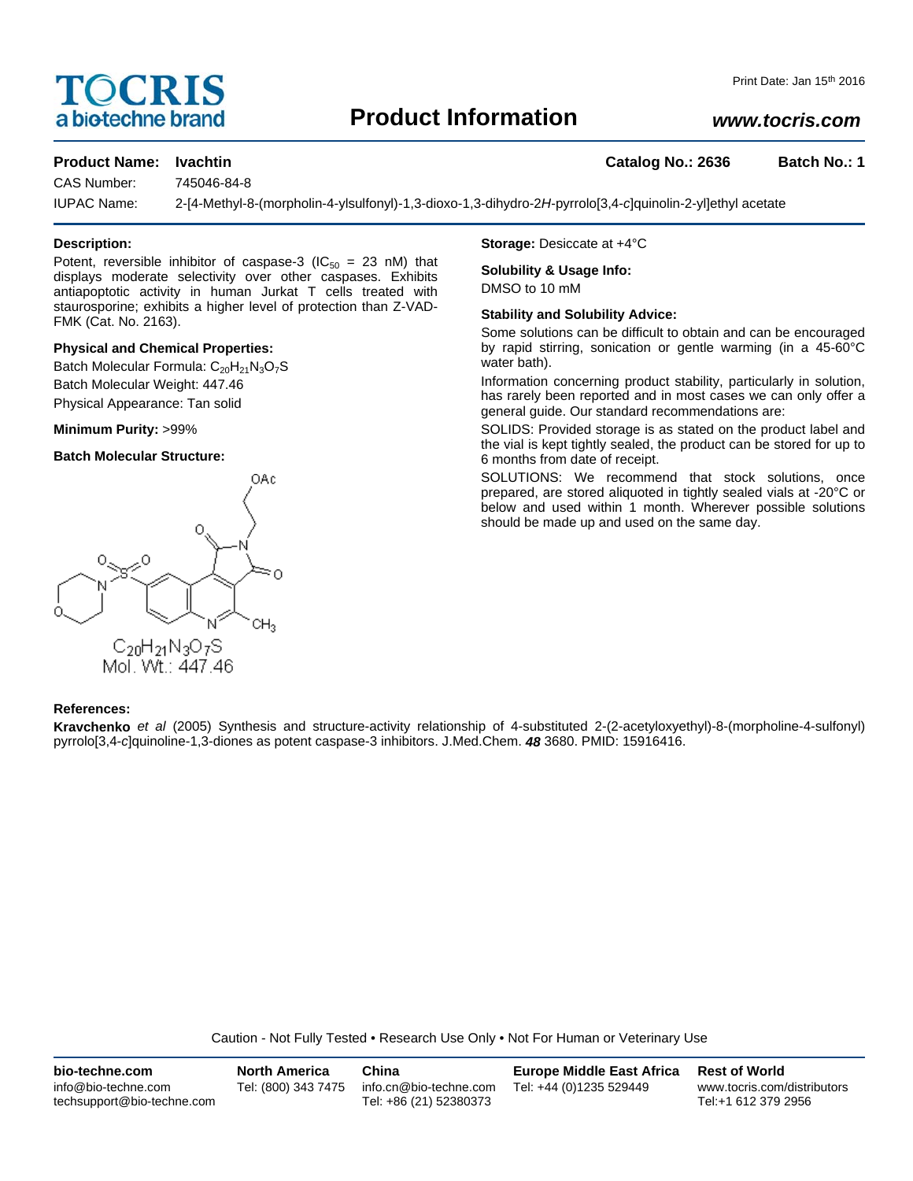# Product Information

Print Date: Jan 15th 2016

www.tocris.com

**Product Name:** **Ivachtin** **Catalog No.: 2636** **Batch No.: 1**

CAS Number: 745046-84-8

IUPAC Name: 2-[4-Methyl-8-(morpholin-4-ylsulfonyl)-1,3-dioxo-1,3-dihydro-2*H*-pyrrolo[3,4-*c*]quinolin-2-yl]ethyl acetate

### Description:

Potent, reversible inhibitor of caspase-3 ($IC_{50}$ = 23 nM) that displays moderate selectivity over other caspases. Exhibits antiapoptotic activity in human Jurkat T cells treated with staurosporine; exhibits a higher level of protection than Z-VAD-FMK (Cat. No. 2163).

### Physical and Chemical Properties:

Batch Molecular Formula: $C_{20}H_{21}N_3O_7S$

Batch Molecular Weight: 447.46

Physical Appearance: Tan solid

**Minimum Purity:** >99%

### Batch Molecular Structure:

$C_{20}H_{21}N_3O_7S$
Mol. Wt.: 447.46

**Storage:** Desiccate at +4°C

### Solubility & Usage Info:

DMSO to 10 mM

### Stability and Solubility Advice:

Some solutions can be difficult to obtain and can be encouraged by rapid stirring, sonication or gentle warming (in a 45-60°C water bath).

Information concerning product stability, particularly in solution, has rarely been reported and in most cases we can only offer a general guide. Our standard recommendations are:

SOLIDS: Provided storage is as stated on the product label and the vial is kept tightly sealed, the product can be stored for up to 6 months from date of receipt.

SOLUTIONS: We recommend that stock solutions, once prepared, are stored aliquoted in tightly sealed vials at -20°C or below and used within 1 month. Wherever possible solutions should be made up and used on the same day.

### References:

**Kravchenko** *et al* (2005) Synthesis and structure-activity relationship of 4-substituted 2-(2-acetyloxyethyl)-8-(morpholine-4-sulfonyl) pyrrolo[3,4-*c*]quinoline-1,3-diones as potent caspase-3 inhibitors. J.Med.Chem. ***48*** 3680. PMID: 15916416.

Caution - Not Fully Tested • Research Use Only • Not For Human or Veterinary Use

| **bio-techne.com** | **North America** | **China** | **Europe Middle East Africa** | **Rest of World** |
| --- | --- | --- | --- | --- |
| info@bio-techne.com<br>techsupport@bio-techne.com | Tel: (800) 343 7475 | info.cn@bio-techne.com<br>Tel: +86 (21) 52380373 | Tel: +44 (0)1235 529449 | www.tocris.com/distributors<br>Tel:+1 612 379 2956 |